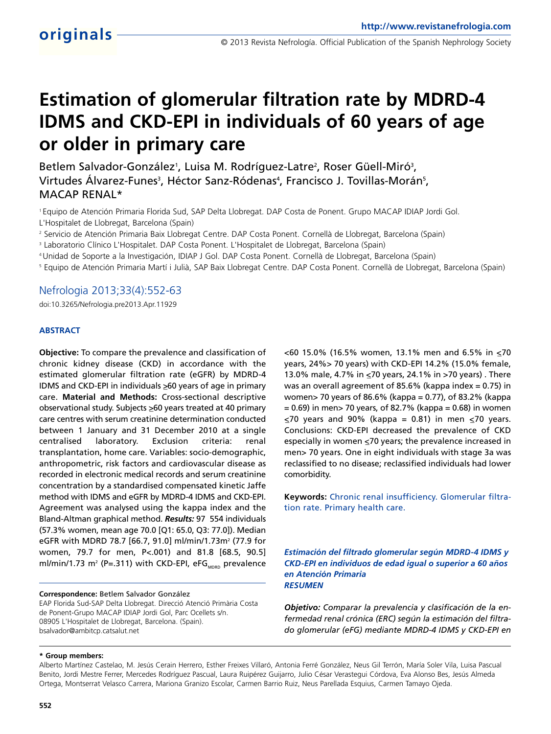originals

# Estimation of glomerular filtration rate by MDRD-4 IDMS and CKD-EPI in individuals of 60 years of age or older in primary care

Betlem Salvador-González[1], Luisa M. Rodríguez-Latre[2], Roser Güell-Miró[3], Virtudes Álvarez-Funes[3], Héctor Sanz-Ródenas[4], Francisco J. Tovillas-Morán[5], MACAP RENAL*

[1] Equipo de Atención Primaria Florida Sud, SAP Delta Llobregat. DAP Costa de Ponent. Grupo MACAP IDIAP Jordi Gol. L'Hospitalet de Llobregat, Barcelona (Spain)

[2] Servicio de Atención Primaria Baix Llobregat Centre. DAP Costa Ponent. Cornellà de Llobregat, Barcelona (Spain)

[3] Laboratorio Clínico L'Hospitalet. DAP Costa Ponent. L'Hospitalet de Llobregat, Barcelona (Spain)

[4] Unidad de Soporte a la Investigación, IDIAP J Gol. DAP Costa Ponent. Cornellà de Llobregat, Barcelona (Spain)

[5] Equipo de Atención Primaria Martí i Julià, SAP Baix Llobregat Centre. DAP Costa Ponent. Cornellà de Llobregat, Barcelona (Spain)

Nefrologia 2013;33(4):552-63

doi:10.3265/Nefrologia.pre2013.Apr.11929

## ABSTRACT

**Objective:** To compare the prevalence and classification of chronic kidney disease (CKD) in accordance with the estimated glomerular filtration rate (eGFR) by MDRD-4 IDMS and CKD-EPI in individuals ≥60 years of age in primary care. **Material and Methods:** Cross-sectional descriptive observational study. Subjects ≥60 years treated at 40 primary care centres with serum creatinine determination conducted between 1 January and 31 December 2010 at a single centralised laboratory. Exclusion criteria: renal transplantation, home care. Variables: socio-demographic, anthropometric, risk factors and cardiovascular disease as recorded in electronic medical records and serum creatinine concentration by a standardised compensated kinetic Jaffe method with IDMS and eGFR by MDRD-4 IDMS and CKD-EPI. Agreement was analysed using the kappa index and the Bland-Altman graphical method. ***Results:*** 97 554 individuals (57.3% women, mean age 70.0 [Q1: 65.0, Q3: 77.0]). Median eGFR with MDRD 78.7 [66.7, 91.0] ml/min/1.73m$^2$ (77.9 for women, 79.7 for men, P<.001) and 81.8 [68.5, 90.5] ml/min/1.73 m$^2$ (P=.311) with CKD-EPI, eFG$_{MDRD}$ prevalence <60 15.0% (16.5% women, 13.1% men and 6.5% in ≤70 years, 24%> 70 years) with CKD-EPI 14.2% (15.0% female, 13.0% male, 4.7% in ≤70 years, 24.1% in >70 years) . There was an overall agreement of 85.6% (kappa index = 0.75) in women> 70 years of 86.6% (kappa = 0.77), of 83.2% (kappa = 0.69) in men> 70 years, of 82.7% (kappa = 0.68) in women ≤70 years and 90% (kappa = 0.81) in men ≤70 years. Conclusions: CKD-EPI decreased the prevalence of CKD especially in women ≤70 years; the prevalence increased in men> 70 years. One in eight individuals with stage 3a was reclassified to no disease; reclassified individuals had lower comorbidity.

**Keywords:** Chronic renal insufficiency. Glomerular filtration rate. Primary health care.

***Estimación del filtrado glomerular según MDRD-4 IDMS y CKD-EPI en individuos de edad igual o superior a 60 años en Atención Primaria***

***RESUMEN***

***Objetivo:*** *Comparar la prevalencia y clasificación de la enfermedad renal crónica (ERC) según la estimación del filtrado glomerular (eFG) mediante MDRD-4 IDMS y CKD-EPI en*

**Correspondence:** Betlem Salvador González

EAP Florida Sud-SAP Delta Llobregat. Direcció Atenció Primària Costa de Ponent-Grupo MACAP IDIAP Jordi Gol, Parc Ocellets s/n. 08905 L'Hospitalet de Llobregat, Barcelona. (Spain).

bsalvador@ambitcp.catsalut.net

**\* Group members:**

Alberto Martínez Castelao, M. Jesús Cerain Herrero, Esther Freixes Villaró, Antonia Ferré González, Neus Gil Terrón, María Soler Vila, Luisa Pascual Benito, Jordi Mestre Ferrer, Mercedes Rodríguez Pascual, Laura Ruipérez Guijarro, Julio César Verastegui Córdova, Eva Alonso Bes, Jesús Almeda Ortega, Montserrat Velasco Carrera, Mariona Granizo Escolar, Carmen Barrio Ruiz, Neus Parellada Esquius, Carmen Tamayo Ojeda.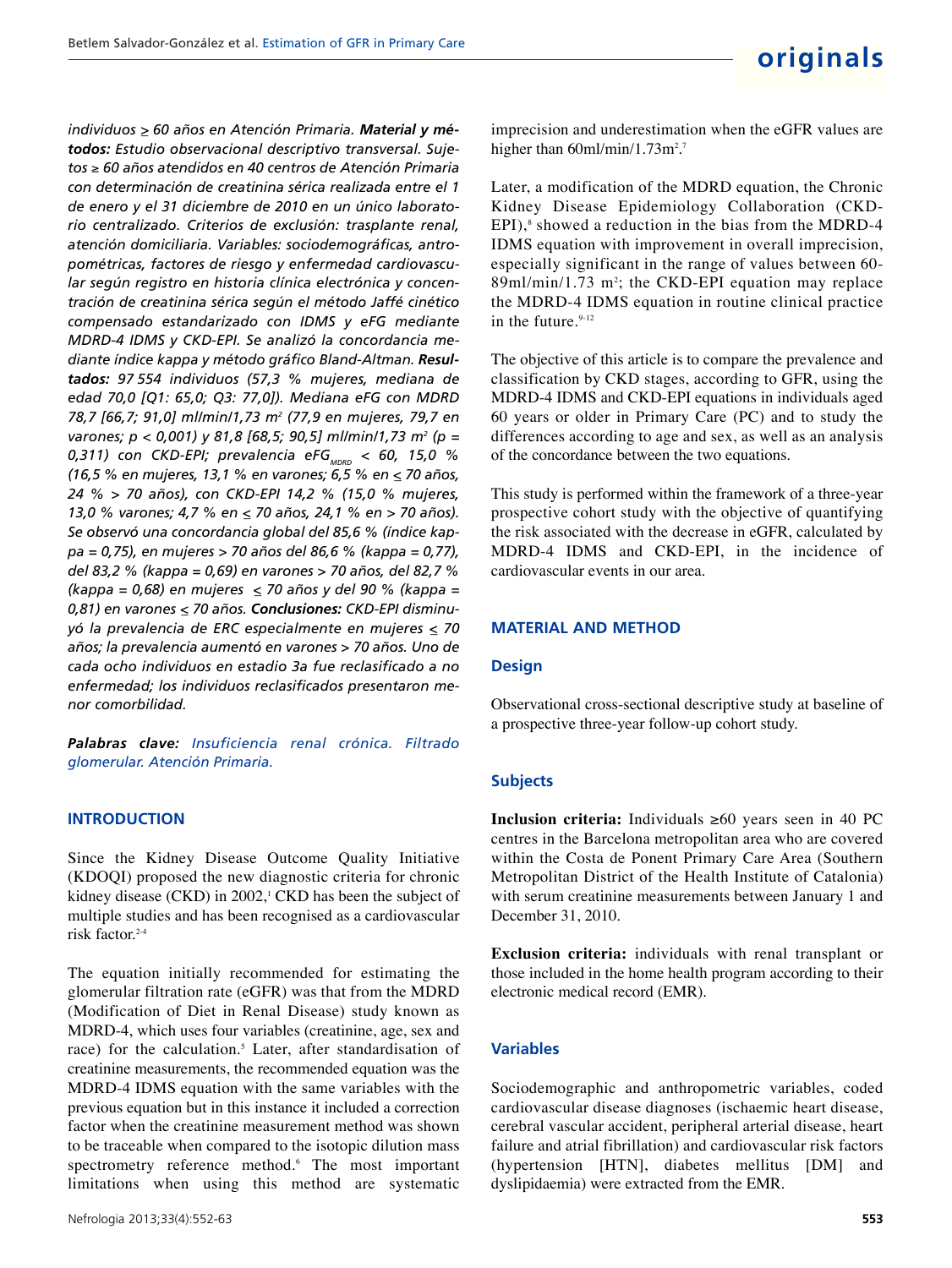*individuos ≥ 60 años en Atención Primaria.* ***Material y métodos:*** *Estudio observacional descriptivo transversal. Sujetos ≥ 60 años atendidos en 40 centros de Atención Primaria con determinación de creatinina sérica realizada entre el 1 de enero y el 31 diciembre de 2010 en un único laboratorio centralizado. Criterios de exclusión: trasplante renal, atención domiciliaria. Variables: sociodemográficas, antropométricas, factores de riesgo y enfermedad cardiovascular según registro en historia clínica electrónica y concentración de creatinina sérica según el método Jaffé cinético compensado estandarizado con IDMS y eFG mediante MDRD-4 IDMS y CKD-EPI. Se analizó la concordancia mediante índice kappa y método gráfico Bland-Altman.* ***Resultados:*** *97 554 individuos (57,3 % mujeres, mediana de edad 70,0 [Q1: 65,0; Q3: 77,0]). Mediana eFG con MDRD 78,7 [66,7; 91,0] ml/min/1,73 m$^2$ (77,9 en mujeres, 79,7 en varones; p < 0,001) y 81,8 [68,5; 90,5] ml/min/1,73 m$^2$ (p = 0,311) con CKD-EPI; prevalencia eFG$_{MDRD}$ < 60, 15,0 % (16,5 % en mujeres, 13,1 % en varones; 6,5 % en ≤ 70 años, 24 % > 70 años), con CKD-EPI 14,2 % (15,0 % mujeres, 13,0 % varones; 4,7 % en ≤ 70 años, 24,1 % en > 70 años). Se observó una concordancia global del 85,6 % (índice kappa = 0,75), en mujeres > 70 años del 86,6 % (kappa = 0,77), del 83,2 % (kappa = 0,69) en varones > 70 años, del 82,7 % (kappa = 0,68) en mujeres ≤ 70 años y del 90 % (kappa = 0,81) en varones ≤ 70 años.* ***Conclusiones:*** *CKD-EPI disminuyó la prevalencia de ERC especialmente en mujeres ≤ 70 años; la prevalencia aumentó en varones > 70 años. Uno de cada ocho individuos en estadio 3a fue reclasificado a no enfermedad; los individuos reclasificados presentaron menor comorbilidad.*

***Palabras clave:*** *Insuficiencia renal crónica. Filtrado glomerular. Atención Primaria.*

## INTRODUCTION

Since the Kidney Disease Outcome Quality Initiative (KDOQI) proposed the new diagnostic criteria for chronic kidney disease (CKD) in 2002,[1] CKD has been the subject of multiple studies and has been recognised as a cardiovascular risk factor.[2-4]

The equation initially recommended for estimating the glomerular filtration rate (eGFR) was that from the MDRD (Modification of Diet in Renal Disease) study known as MDRD-4, which uses four variables (creatinine, age, sex and race) for the calculation.[5] Later, after standardisation of creatinine measurements, the recommended equation was the MDRD-4 IDMS equation with the same variables with the previous equation but in this instance it included a correction factor when the creatinine measurement method was shown to be traceable when compared to the isotopic dilution mass spectrometry reference method.[6] The most important limitations when using this method are systematic imprecision and underestimation when the eGFR values are higher than 60ml/min/1.73m$^2$.[7]

Later, a modification of the MDRD equation, the Chronic Kidney Disease Epidemiology Collaboration (CKD-EPI),[8] showed a reduction in the bias from the MDRD-4 IDMS equation with improvement in overall imprecision, especially significant in the range of values between 60-89ml/min/1.73 m$^2$; the CKD-EPI equation may replace the MDRD-4 IDMS equation in routine clinical practice in the future.[9-12]

The objective of this article is to compare the prevalence and classification by CKD stages, according to GFR, using the MDRD-4 IDMS and CKD-EPI equations in individuals aged 60 years or older in Primary Care (PC) and to study the differences according to age and sex, as well as an analysis of the concordance between the two equations.

This study is performed within the framework of a three-year prospective cohort study with the objective of quantifying the risk associated with the decrease in eGFR, calculated by MDRD-4 IDMS and CKD-EPI, in the incidence of cardiovascular events in our area.

## MATERIAL AND METHOD

### Design

Observational cross-sectional descriptive study at baseline of a prospective three-year follow-up cohort study.

### Subjects

**Inclusion criteria:** Individuals ≥60 years seen in 40 PC centres in the Barcelona metropolitan area who are covered within the Costa de Ponent Primary Care Area (Southern Metropolitan District of the Health Institute of Catalonia) with serum creatinine measurements between January 1 and December 31, 2010.

**Exclusion criteria:** individuals with renal transplant or those included in the home health program according to their electronic medical record (EMR).

### Variables

Sociodemographic and anthropometric variables, coded cardiovascular disease diagnoses (ischaemic heart disease, cerebral vascular accident, peripheral arterial disease, heart failure and atrial fibrillation) and cardiovascular risk factors (hypertension [HTN], diabetes mellitus [DM] and dyslipidaemia) were extracted from the EMR.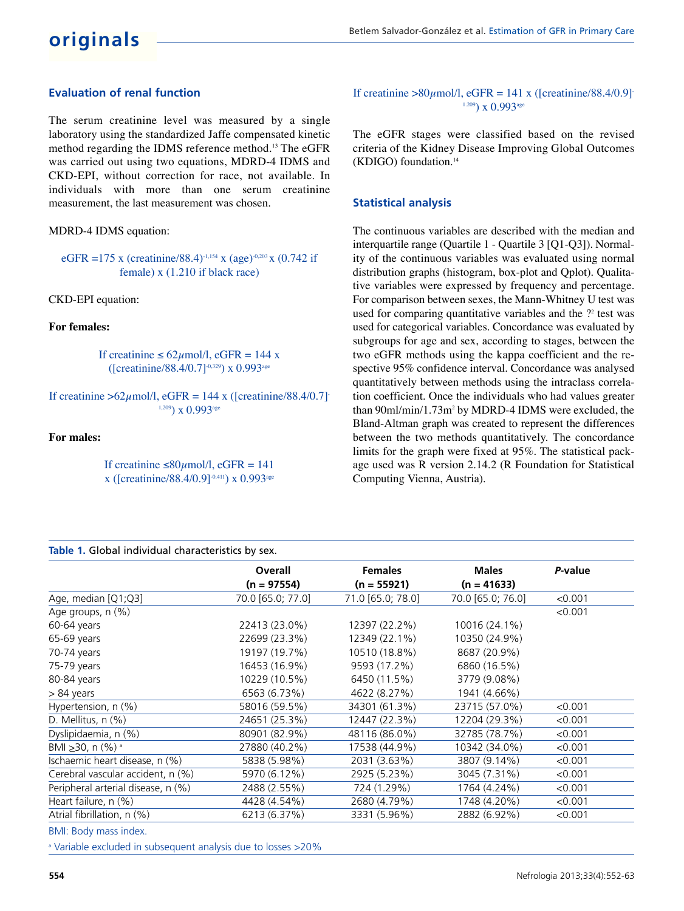### Evaluation of renal function

The serum creatinine level was measured by a single laboratory using the standardized Jaffe compensated kinetic method regarding the IDMS reference method.[13] The eGFR was carried out using two equations, MDRD-4 IDMS and CKD-EPI, without correction for race, not available. In individuals with more than one serum creatinine measurement, the last measurement was chosen.

MDRD-4 IDMS equation:

$$eGFR = 175 \times (creatinine/88.4)^{-1.154} \times (age)^{-0.203} \times (0.742 \text{ if female}) \times (1.210 \text{ if black race})$$

CKD-EPI equation:

**For females:**

If creatinine $\leq 62\mu$mol/l, $eGFR = 144 \times ([creatinine/88.4/0.7]^{-0.329}) \times 0.993^{age}$

If creatinine $>62\mu$mol/l, $eGFR = 144 \times ([creatinine/88.4/0.7]^{-1.209}) \times 0.993^{age}$

**For males:**

If creatinine $\leq 80\mu$mol/l, $eGFR = 141 \times ([creatinine/88.4/0.9]^{-0.411}) \times 0.993^{age}$

If creatinine $>80\mu$mol/l, $eGFR = 141 \times ([creatinine/88.4/0.9]^{-1.209}) \times 0.993^{age}$

The eGFR stages were classified based on the revised criteria of the Kidney Disease Improving Global Outcomes (KDIGO) foundation.[14]

### Statistical analysis

The continuous variables are described with the median and interquartile range (Quartile 1 - Quartile 3 [Q1-Q3]). Normality of the continuous variables was evaluated using normal distribution graphs (histogram, box-plot and Qplot). Qualitative variables were expressed by frequency and percentage. For comparison between sexes, the Mann-Whitney U test was used for comparing quantitative variables and the ?² test was used for categorical variables. Concordance was evaluated by subgroups for age and sex, according to stages, between the two eGFR methods using the kappa coefficient and the respective 95% confidence interval. Concordance was analysed quantitatively between methods using the intraclass correlation coefficient. Once the individuals who had values greater than 90ml/min/1.73m² by MDRD-4 IDMS were excluded, the Bland-Altman graph was created to represent the differences between the two methods quantitatively. The concordance limits for the graph were fixed at 95%. The statistical package used was R version 2.14.2 (R Foundation for Statistical Computing Vienna, Austria).

**Table 1.** Global individual characteristics by sex.

| | Overall (n = 97554) | Females (n = 55921) | Males (n = 41633) | *P*-value |
|---|---|---|---|---|
| Age, median [Q1;Q3] | 70.0 [65.0; 77.0] | 71.0 [65.0; 78.0] | 70.0 [65.0; 76.0] | <0.001 |
| Age groups, n (%) | | | | <0.001 |
| 60-64 years | 22413 (23.0%) | 12397 (22.2%) | 10016 (24.1%) | |
| 65-69 years | 22699 (23.3%) | 12349 (22.1%) | 10350 (24.9%) | |
| 70-74 years | 19197 (19.7%) | 10510 (18.8%) | 8687 (20.9%) | |
| 75-79 years | 16453 (16.9%) | 9593 (17.2%) | 6860 (16.5%) | |
| 80-84 years | 10229 (10.5%) | 6450 (11.5%) | 3779 (9.08%) | |
| > 84 years | 6563 (6.73%) | 4622 (8.27%) | 1941 (4.66%) | |
| Hypertension, n (%) | 58016 (59.5%) | 34301 (61.3%) | 23715 (57.0%) | <0.001 |
| D. Mellitus, n (%) | 24651 (25.3%) | 12447 (22.3%) | 12204 (29.3%) | <0.001 |
| Dyslipidaemia, n (%) | 80901 (82.9%) | 48116 (86.0%) | 32785 (78.7%) | <0.001 |
| BMI ≥30, n (%) [a] | 27880 (40.2%) | 17538 (44.9%) | 10342 (34.0%) | <0.001 |
| Ischaemic heart disease, n (%) | 5838 (5.98%) | 2031 (3.63%) | 3807 (9.14%) | <0.001 |
| Cerebral vascular accident, n (%) | 5970 (6.12%) | 2925 (5.23%) | 3045 (7.31%) | <0.001 |
| Peripheral arterial disease, n (%) | 2488 (2.55%) | 724 (1.29%) | 1764 (4.24%) | <0.001 |
| Heart failure, n (%) | 4428 (4.54%) | 2680 (4.79%) | 1748 (4.20%) | <0.001 |
| Atrial fibrillation, n (%) | 6213 (6.37%) | 3331 (5.96%) | 2882 (6.92%) | <0.001 |

BMI: Body mass index.

[a] Variable excluded in subsequent analysis due to losses >20%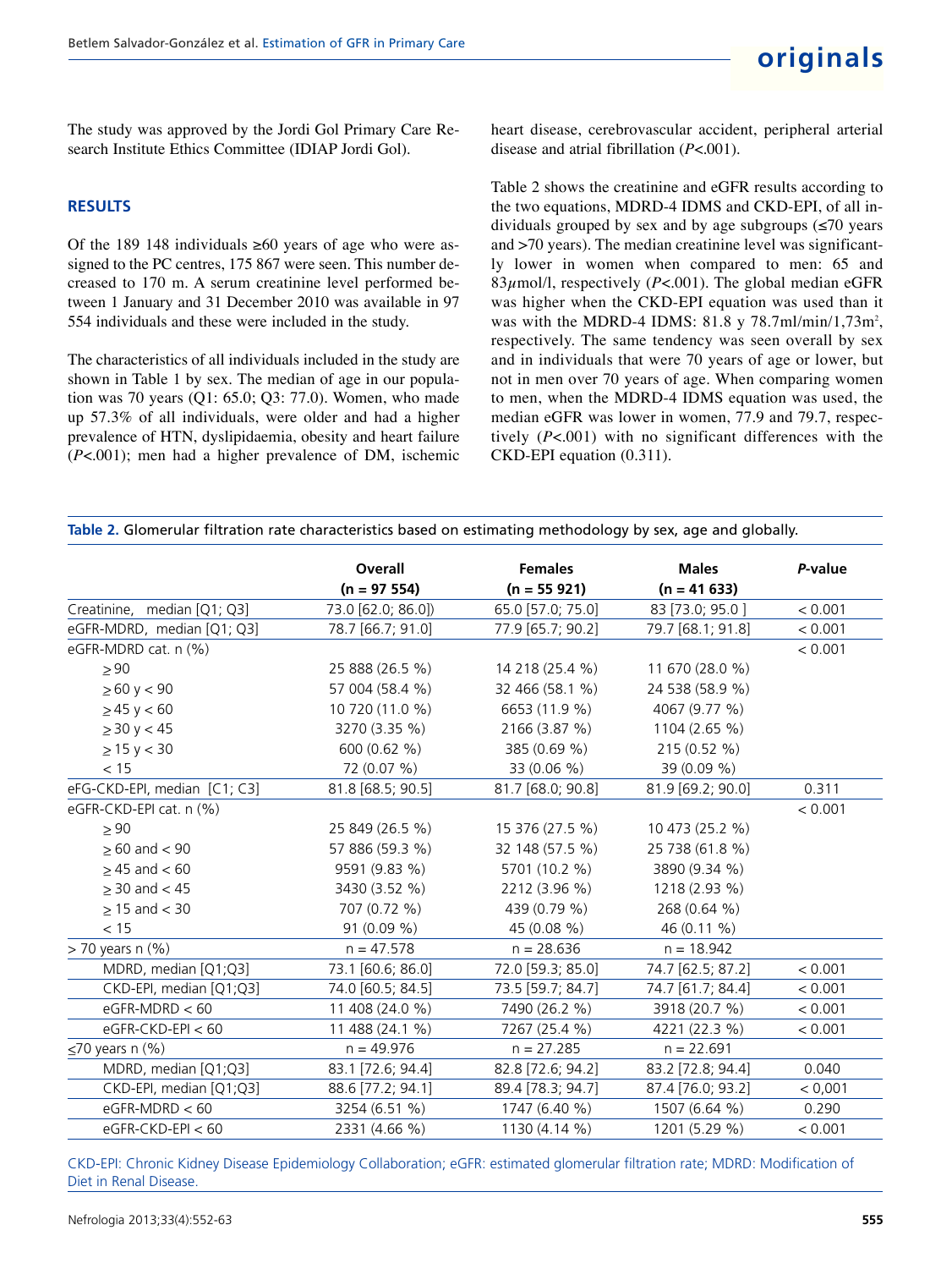The study was approved by the Jordi Gol Primary Care Research Institute Ethics Committee (IDIAP Jordi Gol).

## RESULTS

Of the 189 148 individuals ≥60 years of age who were assigned to the PC centres, 175 867 were seen. This number decreased to 170 m. A serum creatinine level performed between 1 January and 31 December 2010 was available in 97 554 individuals and these were included in the study.

The characteristics of all individuals included in the study are shown in Table 1 by sex. The median of age in our population was 70 years (Q1: 65.0; Q3: 77.0). Women, who made up 57.3% of all individuals, were older and had a higher prevalence of HTN, dyslipidaemia, obesity and heart failure ($P$<.001); men had a higher prevalence of DM, ischemic heart disease, cerebrovascular accident, peripheral arterial disease and atrial fibrillation ($P$<.001).

Table 2 shows the creatinine and eGFR results according to the two equations, MDRD-4 IDMS and CKD-EPI, of all individuals grouped by sex and by age subgroups (≤70 years and >70 years). The median creatinine level was significantly lower in women when compared to men: 65 and 83$\mu$mol/l, respectively ($P$<.001). The global median eGFR was higher when the CKD-EPI equation was used than it was with the MDRD-4 IDMS: 81.8 y 78.7ml/min/1,73m$^2$, respectively. The same tendency was seen overall by sex and in individuals that were 70 years of age or lower, but not in men over 70 years of age. When comparing women to men, when the MDRD-4 IDMS equation was used, the median eGFR was lower in women, 77.9 and 79.7, respectively ($P$<.001) with no significant differences with the CKD-EPI equation (0.311).

**Table 2.** Glomerular filtration rate characteristics based on estimating methodology by sex, age and globally.

| | Overall (n = 97 554) | Females (n = 55 921) | Males (n = 41 633) | *P*-value |
|---|---|---|---|---|
| Creatinine, median [Q1; Q3] | 73.0 [62.0; 86.0]) | 65.0 [57.0; 75.0] | 83 [73.0; 95.0 ] | < 0.001 |
| eGFR-MDRD, median [Q1; Q3] | 78.7 [66.7; 91.0] | 77.9 [65.7; 90.2] | 79.7 [68.1; 91.8] | < 0.001 |
| eGFR-MDRD cat. n (%) | | | | < 0.001 |
| ≥ 90 | 25 888 (26.5 %) | 14 218 (25.4 %) | 11 670 (28.0 %) | |
| ≥ 60 y < 90 | 57 004 (58.4 %) | 32 466 (58.1 %) | 24 538 (58.9 %) | |
| ≥ 45 y < 60 | 10 720 (11.0 %) | 6653 (11.9 %) | 4067 (9.77 %) | |
| ≥ 30 y < 45 | 3270 (3.35 %) | 2166 (3.87 %) | 1104 (2.65 %) | |
| ≥ 15 y < 30 | 600 (0.62 %) | 385 (0.69 %) | 215 (0.52 %) | |
| < 15 | 72 (0.07 %) | 33 (0.06 %) | 39 (0.09 %) | |
| eFG-CKD-EPI, median [C1; C3] | 81.8 [68.5; 90.5] | 81.7 [68.0; 90.8] | 81.9 [69.2; 90.0] | 0.311 |
| eGFR-CKD-EPI cat. n (%) | | | | < 0.001 |
| ≥ 90 | 25 849 (26.5 %) | 15 376 (27.5 %) | 10 473 (25.2 %) | |
| ≥ 60 and < 90 | 57 886 (59.3 %) | 32 148 (57.5 %) | 25 738 (61.8 %) | |
| ≥ 45 and < 60 | 9591 (9.83 %) | 5701 (10.2 %) | 3890 (9.34 %) | |
| ≥ 30 and < 45 | 3430 (3.52 %) | 2212 (3.96 %) | 1218 (2.93 %) | |
| ≥ 15 and < 30 | 707 (0.72 %) | 439 (0.79 %) | 268 (0.64 %) | |
| < 15 | 91 (0.09 %) | 45 (0.08 %) | 46 (0.11 %) | |
| > 70 years n (%) | n = 47.578 | n = 28.636 | n = 18.942 | |
| MDRD, median [Q1;Q3] | 73.1 [60.6; 86.0] | 72.0 [59.3; 85.0] | 74.7 [62.5; 87.2] | < 0.001 |
| CKD-EPI, median [Q1;Q3] | 74.0 [60.5; 84.5] | 73.5 [59.7; 84.7] | 74.7 [61.7; 84.4] | < 0.001 |
| eGFR-MDRD < 60 | 11 408 (24.0 %) | 7490 (26.2 %) | 3918 (20.7 %) | < 0.001 |
| eGFR-CKD-EPI < 60 | 11 488 (24.1 %) | 7267 (25.4 %) | 4221 (22.3 %) | < 0.001 |
| ≤70 years n (%) | n = 49.976 | n = 27.285 | n = 22.691 | |
| MDRD, median [Q1;Q3] | 83.1 [72.6; 94.4] | 82.8 [72.6; 94.2] | 83.2 [72.8; 94.4] | 0.040 |
| CKD-EPI, median [Q1;Q3] | 88.6 [77.2; 94.1] | 89.4 [78.3; 94.7] | 87.4 [76.0; 93.2] | < 0,001 |
| eGFR-MDRD < 60 | 3254 (6.51 %) | 1747 (6.40 %) | 1507 (6.64 %) | 0.290 |
| eGFR-CKD-EPI < 60 | 2331 (4.66 %) | 1130 (4.14 %) | 1201 (5.29 %) | < 0.001 |

CKD-EPI: Chronic Kidney Disease Epidemiology Collaboration; eGFR: estimated glomerular filtration rate; MDRD: Modification of Diet in Renal Disease.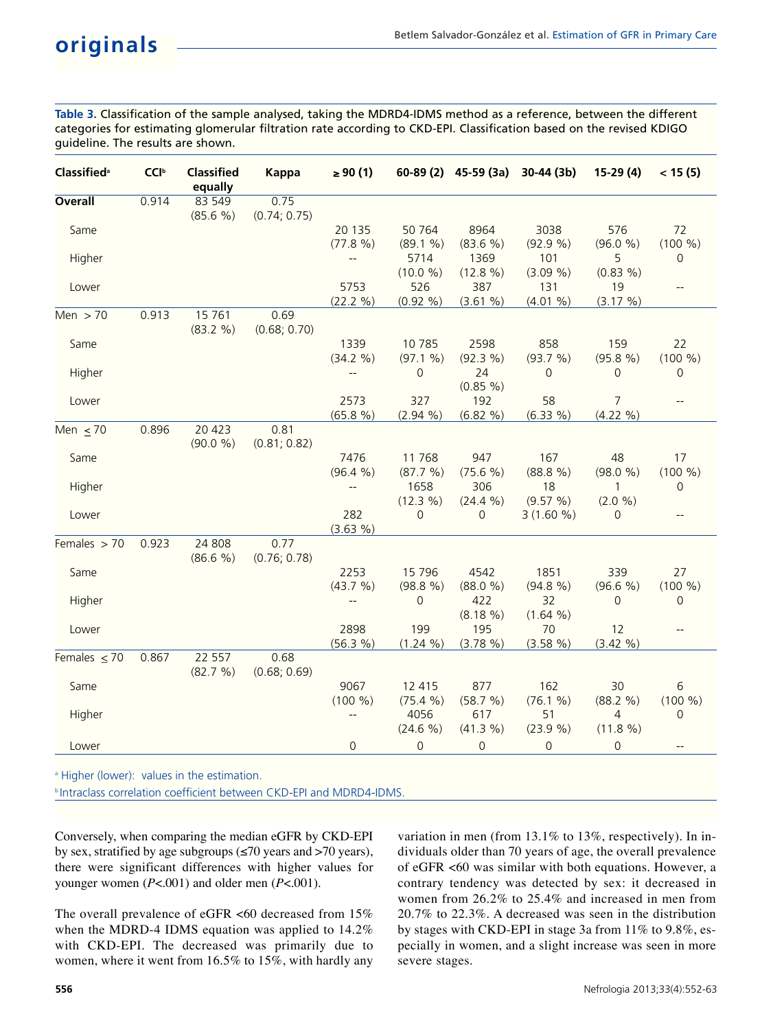**Table 3.** Classification of the sample analysed, taking the MDRD4-IDMS method as a reference, between the different categories for estimating glomerular filtration rate according to CKD-EPI. Classification based on the revised KDIGO guideline. The results are shown.

| Classified[a] | CCI[b] | Classified equally | Kappa | ≥ 90 (1) | 60-89 (2) | 45-59 (3a) | 30-44 (3b) | 15-29 (4) | < 15 (5) |
|---|---|---|---|---|---|---|---|---|---|
| **Overall** | 0.914 | 83 549 (85.6 %) | 0.75 (0.74; 0.75) | | | | | | |
| Same | | | | 20 135 (77.8 %) | 50 764 (89.1 %) | 8964 (83.6 %) | 3038 (92.9 %) | 576 (96.0 %) | 72 (100 %) |
| Higher | | | | -- | 5714 (10.0 %) | 1369 (12.8 %) | 101 (3.09 %) | 5 (0.83 %) | 0 |
| Lower | | | | 5753 (22.2 %) | 526 (0.92 %) | 387 (3.61 %) | 131 (4.01 %) | 19 (3.17 %) | -- |
| Men > 70 | 0.913 | 15 761 (83.2 %) | 0.69 (0.68; 0.70) | | | | | | |
| Same | | | | 1339 (34.2 %) | 10 785 (97.1 %) | 2598 (92.3 %) | 858 (93.7 %) | 159 (95.8 %) | 22 (100 %) |
| Higher | | | | -- | 0 | 24 (0.85 %) | 0 | 0 | 0 |
| Lower | | | | 2573 (65.8 %) | 327 (2.94 %) | 192 (6.82 %) | 58 (6.33 %) | 7 (4.22 %) | -- |
| Men ≤ 70 | 0.896 | 20 423 (90.0 %) | 0.81 (0.81; 0.82) | | | | | | |
| Same | | | | 7476 (96.4 %) | 11 768 (87.7 %) | 947 (75.6 %) | 167 (88.8 %) | 48 (98.0 %) | 17 (100 %) |
| Higher | | | | -- | 1658 (12.3 %) | 306 (24.4 %) | 18 (9.57 %) | 1 (2.0 %) | 0 |
| Lower | | | | 282 (3.63 %) | 0 | 0 | 3 (1.60 %) | 0 | -- |
| Females > 70 | 0.923 | 24 808 (86.6 %) | 0.77 (0.76; 0.78) | | | | | | |
| Same | | | | 2253 (43.7 %) | 15 796 (98.8 %) | 4542 (88.0 %) | 1851 (94.8 %) | 339 (96.6 %) | 27 (100 %) |
| Higher | | | | -- | 0 | 422 (8.18 %) | 32 (1.64 %) | 0 | 0 |
| Lower | | | | 2898 (56.3 %) | 199 (1.24 %) | 195 (3.78 %) | 70 (3.58 %) | 12 (3.42 %) | -- |
| Females ≤ 70 | 0.867 | 22 557 (82.7 %) | 0.68 (0.68; 0.69) | | | | | | |
| Same | | | | 9067 (100 %) | 12 415 (75.4 %) | 877 (58.7 %) | 162 (76.1 %) | 30 (88.2 %) | 6 (100 %) |
| Higher | | | | -- | 4056 (24.6 %) | 617 (41.3 %) | 51 (23.9 %) | 4 (11.8 %) | 0 |
| Lower | | | | 0 | 0 | 0 | 0 | 0 | -- |

[a] Higher (lower): values in the estimation.

[b] Intraclass correlation coefficient between CKD-EPI and MDRD4-IDMS.

Conversely, when comparing the median eGFR by CKD-EPI by sex, stratified by age subgroups (≤70 years and >70 years), there were significant differences with higher values for younger women ($P$<.001) and older men ($P$<.001).

The overall prevalence of eGFR <60 decreased from 15% when the MDRD-4 IDMS equation was applied to 14.2% with CKD-EPI. The decreased was primarily due to women, where it went from 16.5% to 15%, with hardly any variation in men (from 13.1% to 13%, respectively). In individuals older than 70 years of age, the overall prevalence of eGFR <60 was similar with both equations. However, a contrary tendency was detected by sex: it decreased in women from 26.2% to 25.4% and increased in men from 20.7% to 22.3%. A decreased was seen in the distribution by stages with CKD-EPI in stage 3a from 11% to 9.8%, especially in women, and a slight increase was seen in more severe stages.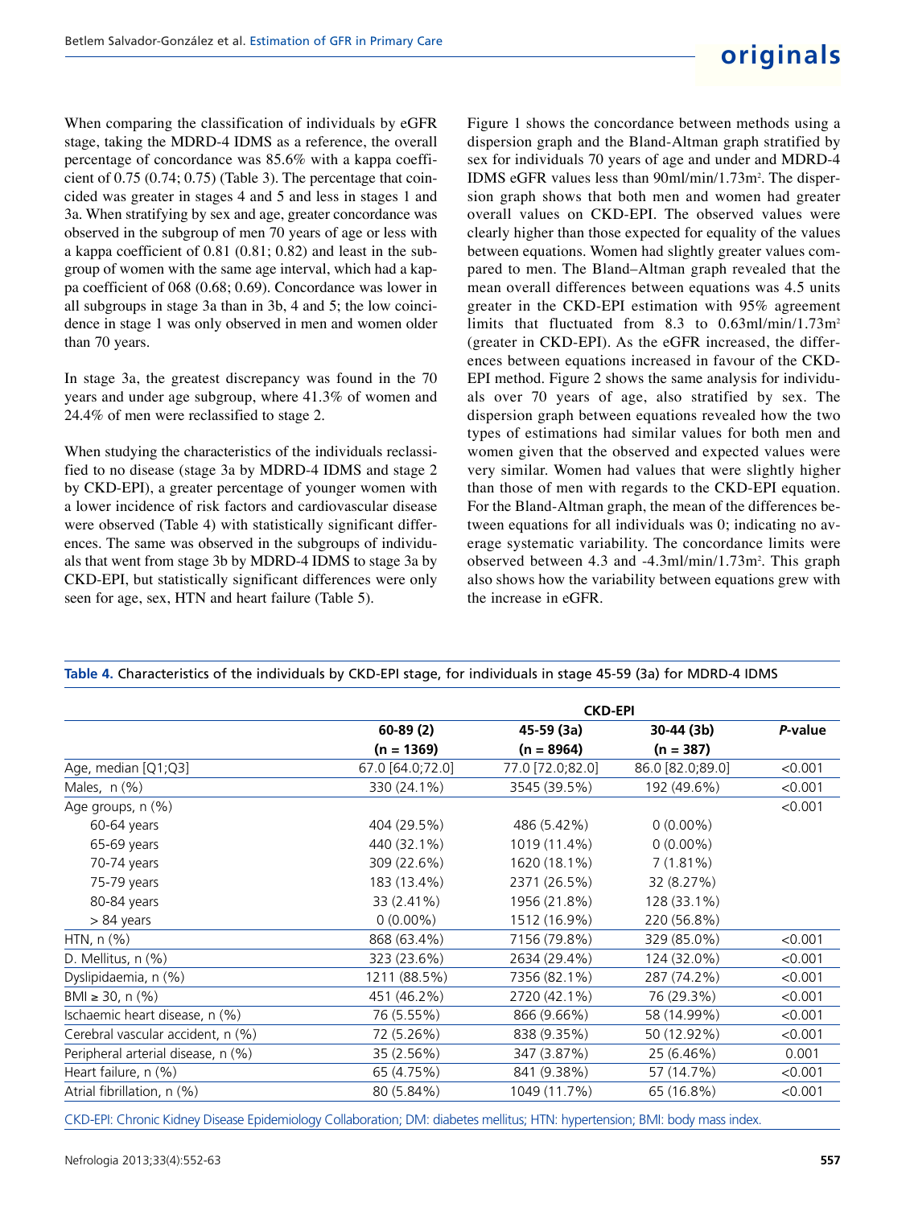When comparing the classification of individuals by eGFR stage, taking the MDRD-4 IDMS as a reference, the overall percentage of concordance was 85.6% with a kappa coefficient of 0.75 (0.74; 0.75) (Table 3). The percentage that coincided was greater in stages 4 and 5 and less in stages 1 and 3a. When stratifying by sex and age, greater concordance was observed in the subgroup of men 70 years of age or less with a kappa coefficient of 0.81 (0.81; 0.82) and least in the subgroup of women with the same age interval, which had a kappa coefficient of 068 (0.68; 0.69). Concordance was lower in all subgroups in stage 3a than in 3b, 4 and 5; the low coincidence in stage 1 was only observed in men and women older than 70 years.

In stage 3a, the greatest discrepancy was found in the 70 years and under age subgroup, where 41.3% of women and 24.4% of men were reclassified to stage 2.

When studying the characteristics of the individuals reclassified to no disease (stage 3a by MDRD-4 IDMS and stage 2 by CKD-EPI), a greater percentage of younger women with a lower incidence of risk factors and cardiovascular disease were observed (Table 4) with statistically significant differences. The same was observed in the subgroups of individuals that went from stage 3b by MDRD-4 IDMS to stage 3a by CKD-EPI, but statistically significant differences were only seen for age, sex, HTN and heart failure (Table 5).

Figure 1 shows the concordance between methods using a dispersion graph and the Bland-Altman graph stratified by sex for individuals 70 years of age and under and MDRD-4 IDMS eGFR values less than 90ml/min/1.73m$^2$. The dispersion graph shows that both men and women had greater overall values on CKD-EPI. The observed values were clearly higher than those expected for equality of the values between equations. Women had slightly greater values compared to men. The Bland–Altman graph revealed that the mean overall differences between equations was 4.5 units greater in the CKD-EPI estimation with 95% agreement limits that fluctuated from 8.3 to 0.63ml/min/1.73m$^2$ (greater in CKD-EPI). As the eGFR increased, the differences between equations increased in favour of the CKD-EPI method. Figure 2 shows the same analysis for individuals over 70 years of age, also stratified by sex. The dispersion graph between equations revealed how the two types of estimations had similar values for both men and women given that the observed and expected values were very similar. Women had values that were slightly higher than those of men with regards to the CKD-EPI equation. For the Bland-Altman graph, the mean of the differences between equations for all individuals was 0; indicating no average systematic variability. The concordance limits were observed between 4.3 and -4.3ml/min/1.73m$^2$. This graph also shows how the variability between equations grew with the increase in eGFR.

**Table 4.** Characteristics of the individuals by CKD-EPI stage, for individuals in stage 45-59 (3a) for MDRD-4 IDMS

| | CKD-EPI | | | |
|---|---|---|---|---|
| | 60-89 (2) (n = 1369) | 45-59 (3a) (n = 8964) | 30-44 (3b) (n = 387) | *P*-value |
| Age, median [Q1;Q3] | 67.0 [64.0;72.0] | 77.0 [72.0;82.0] | 86.0 [82.0;89.0] | <0.001 |
| Males, n (%) | 330 (24.1%) | 3545 (39.5%) | 192 (49.6%) | <0.001 |
| Age groups, n (%) | | | | <0.001 |
| 60-64 years | 404 (29.5%) | 486 (5.42%) | 0 (0.00%) | |
| 65-69 years | 440 (32.1%) | 1019 (11.4%) | 0 (0.00%) | |
| 70-74 years | 309 (22.6%) | 1620 (18.1%) | 7 (1.81%) | |
| 75-79 years | 183 (13.4%) | 2371 (26.5%) | 32 (8.27%) | |
| 80-84 years | 33 (2.41%) | 1956 (21.8%) | 128 (33.1%) | |
| > 84 years | 0 (0.00%) | 1512 (16.9%) | 220 (56.8%) | |
| HTN, n (%) | 868 (63.4%) | 7156 (79.8%) | 329 (85.0%) | <0.001 |
| D. Mellitus, n (%) | 323 (23.6%) | 2634 (29.4%) | 124 (32.0%) | <0.001 |
| Dyslipidaemia, n (%) | 1211 (88.5%) | 7356 (82.1%) | 287 (74.2%) | <0.001 |
| BMI ≥ 30, n (%) | 451 (46.2%) | 2720 (42.1%) | 76 (29.3%) | <0.001 |
| Ischaemic heart disease, n (%) | 76 (5.55%) | 866 (9.66%) | 58 (14.99%) | <0.001 |
| Cerebral vascular accident, n (%) | 72 (5.26%) | 838 (9.35%) | 50 (12.92%) | <0.001 |
| Peripheral arterial disease, n (%) | 35 (2.56%) | 347 (3.87%) | 25 (6.46%) | 0.001 |
| Heart failure, n (%) | 65 (4.75%) | 841 (9.38%) | 57 (14.7%) | <0.001 |
| Atrial fibrillation, n (%) | 80 (5.84%) | 1049 (11.7%) | 65 (16.8%) | <0.001 |

CKD-EPI: Chronic Kidney Disease Epidemiology Collaboration; DM: diabetes mellitus; HTN: hypertension; BMI: body mass index.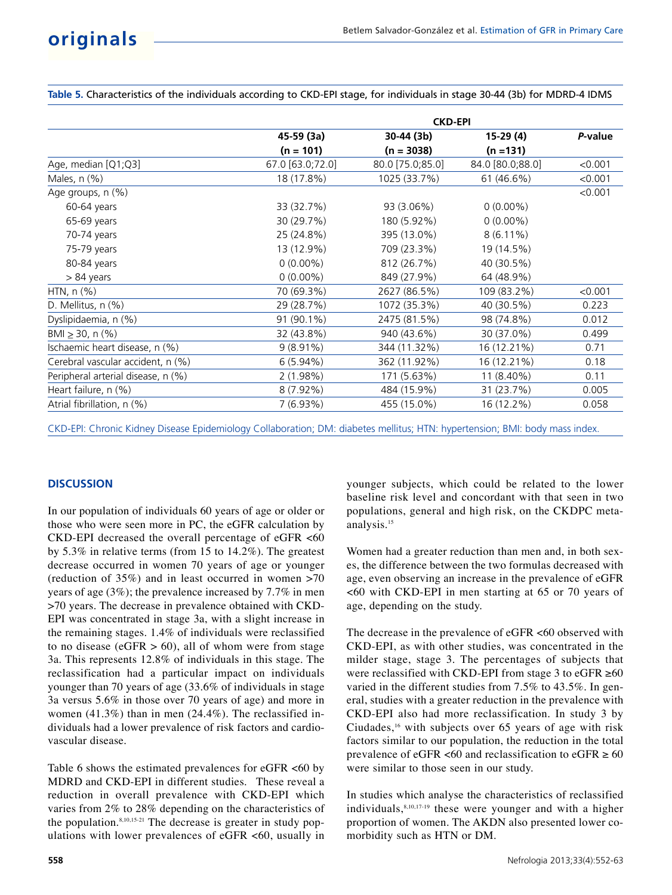**Table 5.** Characteristics of the individuals according to CKD-EPI stage, for individuals in stage 30-44 (3b) for MDRD-4 IDMS

| | CKD-EPI | | | |
|---|---|---|---|---|
| | 45-59 (3a) (n = 101) | 30-44 (3b) (n = 3038) | 15-29 (4) (n =131) | *P*-value |
| Age, median [Q1;Q3] | 67.0 [63.0;72.0] | 80.0 [75.0;85.0] | 84.0 [80.0;88.0] | <0.001 |
| Males, n (%) | 18 (17.8%) | 1025 (33.7%) | 61 (46.6%) | <0.001 |
| Age groups, n (%) | | | | <0.001 |
| 60-64 years | 33 (32.7%) | 93 (3.06%) | 0 (0.00%) | |
| 65-69 years | 30 (29.7%) | 180 (5.92%) | 0 (0.00%) | |
| 70-74 years | 25 (24.8%) | 395 (13.0%) | 8 (6.11%) | |
| 75-79 years | 13 (12.9%) | 709 (23.3%) | 19 (14.5%) | |
| 80-84 years | 0 (0.00%) | 812 (26.7%) | 40 (30.5%) | |
| > 84 years | 0 (0.00%) | 849 (27.9%) | 64 (48.9%) | |
| HTN, n (%) | 70 (69.3%) | 2627 (86.5%) | 109 (83.2%) | <0.001 |
| D. Mellitus, n (%) | 29 (28.7%) | 1072 (35.3%) | 40 (30.5%) | 0.223 |
| Dyslipidaemia, n (%) | 91 (90.1%) | 2475 (81.5%) | 98 (74.8%) | 0.012 |
| BMI ≥ 30, n (%) | 32 (43.8%) | 940 (43.6%) | 30 (37.0%) | 0.499 |
| Ischaemic heart disease, n (%) | 9 (8.91%) | 344 (11.32%) | 16 (12.21%) | 0.71 |
| Cerebral vascular accident, n (%) | 6 (5.94%) | 362 (11.92%) | 16 (12.21%) | 0.18 |
| Peripheral arterial disease, n (%) | 2 (1.98%) | 171 (5.63%) | 11 (8.40%) | 0.11 |
| Heart failure, n (%) | 8 (7.92%) | 484 (15.9%) | 31 (23.7%) | 0.005 |
| Atrial fibrillation, n (%) | 7 (6.93%) | 455 (15.0%) | 16 (12.2%) | 0.058 |

CKD-EPI: Chronic Kidney Disease Epidemiology Collaboration; DM: diabetes mellitus; HTN: hypertension; BMI: body mass index.

## DISCUSSION

In our population of individuals 60 years of age or older or those who were seen more in PC, the eGFR calculation by CKD-EPI decreased the overall percentage of eGFR <60 by 5.3% in relative terms (from 15 to 14.2%). The greatest decrease occurred in women 70 years of age or younger (reduction of 35%) and in least occurred in women >70 years of age (3%); the prevalence increased by 7.7% in men >70 years. The decrease in prevalence obtained with CKD-EPI was concentrated in stage 3a, with a slight increase in the remaining stages. 1.4% of individuals were reclassified to no disease (eGFR > 60), all of whom were from stage 3a. This represents 12.8% of individuals in this stage. The reclassification had a particular impact on individuals younger than 70 years of age (33.6% of individuals in stage 3a versus 5.6% in those over 70 years of age) and more in women (41.3%) than in men (24.4%). The reclassified individuals had a lower prevalence of risk factors and cardiovascular disease.

Table 6 shows the estimated prevalences for eGFR <60 by MDRD and CKD-EPI in different studies. These reveal a reduction in overall prevalence with CKD-EPI which varies from 2% to 28% depending on the characteristics of the population.[8,10,15-21] The decrease is greater in study populations with lower prevalences of eGFR <60, usually in younger subjects, which could be related to the lower baseline risk level and concordant with that seen in two populations, general and high risk, on the CKDPC meta-analysis.[15]

Women had a greater reduction than men and, in both sexes, the difference between the two formulas decreased with age, even observing an increase in the prevalence of eGFR <60 with CKD-EPI in men starting at 65 or 70 years of age, depending on the study.

The decrease in the prevalence of eGFR <60 observed with CKD-EPI, as with other studies, was concentrated in the milder stage, stage 3. The percentages of subjects that were reclassified with CKD-EPI from stage 3 to eGFR ≥60 varied in the different studies from 7.5% to 43.5%. In general, studies with a greater reduction in the prevalence with CKD-EPI also had more reclassification. In study 3 by Ciudades,[16] with subjects over 65 years of age with risk factors similar to our population, the reduction in the total prevalence of eGFR <60 and reclassification to eGFR ≥ 60 were similar to those seen in our study.

In studies which analyse the characteristics of reclassified individuals,[8,10,17-19] these were younger and with a higher proportion of women. The AKDN also presented lower comorbidity such as HTN or DM.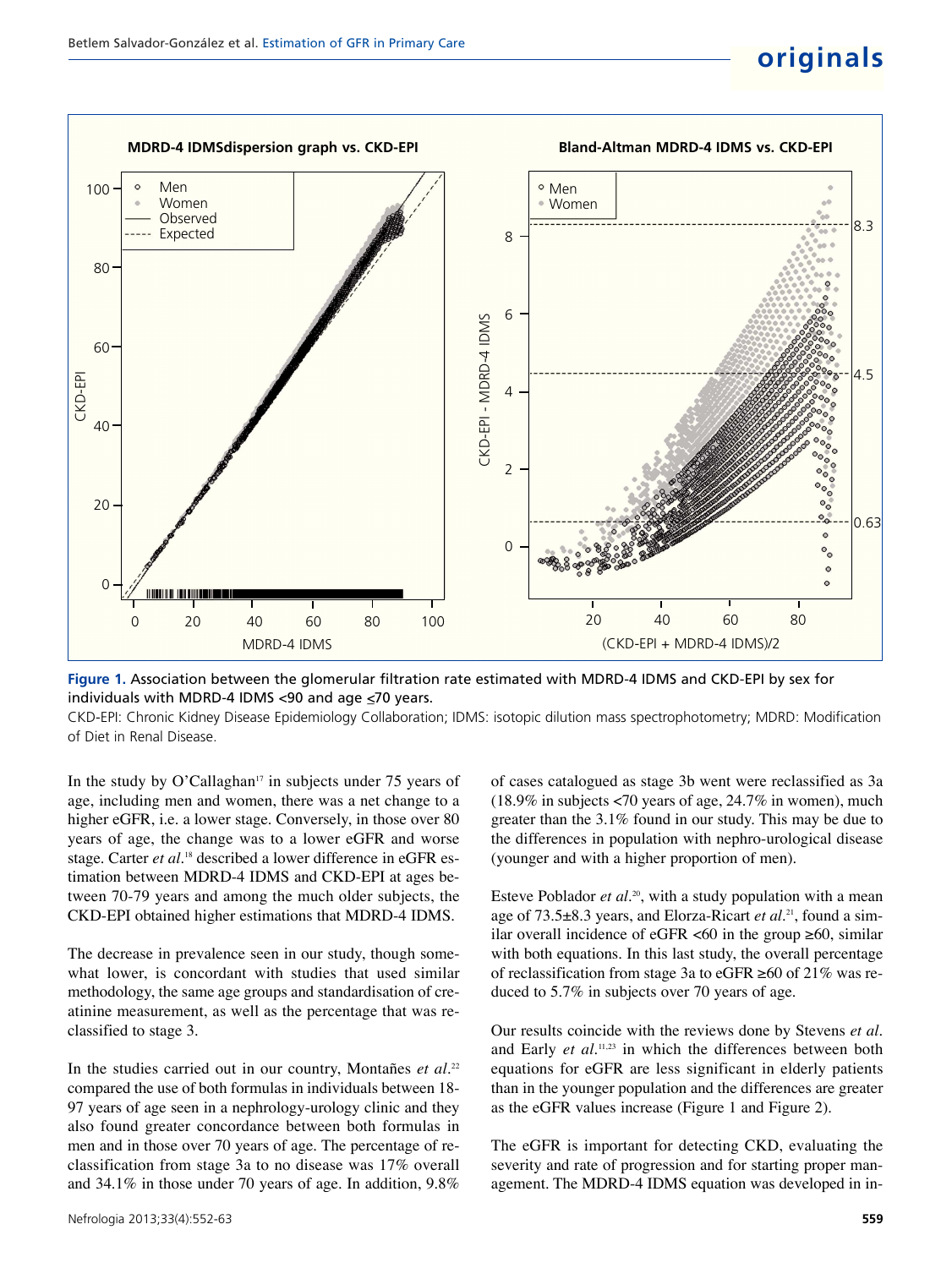**Figure 1.** Association between the glomerular filtration rate estimated with MDRD-4 IDMS and CKD-EPI by sex for individuals with MDRD-4 IDMS <90 and age ≤70 years.

CKD-EPI: Chronic Kidney Disease Epidemiology Collaboration; IDMS: isotopic dilution mass spectrophotometry; MDRD: Modification of Diet in Renal Disease.

In the study by O'Callaghan[17] in subjects under 75 years of age, including men and women, there was a net change to a higher eGFR, i.e. a lower stage. Conversely, in those over 80 years of age, the change was to a lower eGFR and worse stage. Carter *et al.*[18] described a lower difference in eGFR estimation between MDRD-4 IDMS and CKD-EPI at ages between 70-79 years and among the much older subjects, the CKD-EPI obtained higher estimations that MDRD-4 IDMS.

The decrease in prevalence seen in our study, though somewhat lower, is concordant with studies that used similar methodology, the same age groups and standardisation of creatinine measurement, as well as the percentage that was reclassified to stage 3.

In the studies carried out in our country, Montañes *et al.*[22] compared the use of both formulas in individuals between 18-97 years of age seen in a nephrology-urology clinic and they also found greater concordance between both formulas in men and in those over 70 years of age. The percentage of reclassification from stage 3a to no disease was 17% overall and 34.1% in those under 70 years of age. In addition, 9.8% of cases catalogued as stage 3b went were reclassified as 3a (18.9% in subjects <70 years of age, 24.7% in women), much greater than the 3.1% found in our study. This may be due to the differences in population with nephro-urological disease (younger and with a higher proportion of men).

Esteve Poblador *et al.*[20], with a study population with a mean age of 73.5±8.3 years, and Elorza-Ricart *et al.*[21], found a similar overall incidence of eGFR <60 in the group ≥60, similar with both equations. In this last study, the overall percentage of reclassification from stage 3a to eGFR ≥60 of 21% was reduced to 5.7% in subjects over 70 years of age.

Our results coincide with the reviews done by Stevens *et al.* and Early *et al.*[11,23] in which the differences between both equations for eGFR are less significant in elderly patients than in the younger population and the differences are greater as the eGFR values increase (Figure 1 and Figure 2).

The eGFR is important for detecting CKD, evaluating the severity and rate of progression and for starting proper management. The MDRD-4 IDMS equation was developed in in-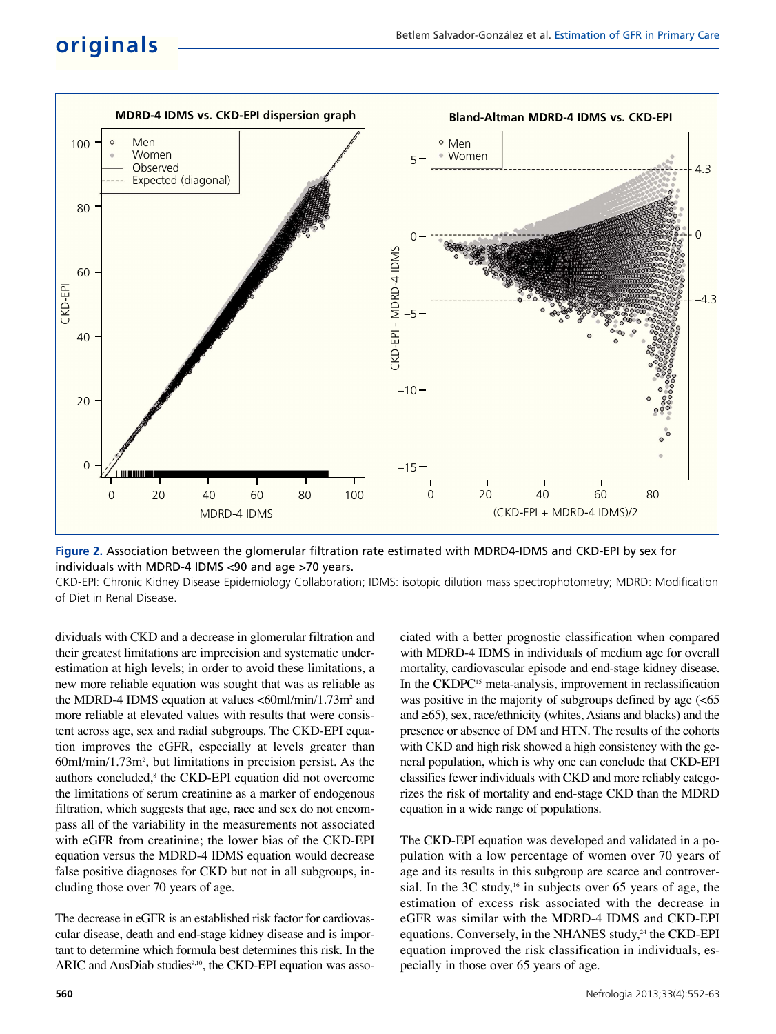Figure 2. Association between the glomerular filtration rate estimated with MDRD4-IDMS and CKD-EPI by sex for individuals with MDRD-4 IDMS <90 and age >70 years.

CKD-EPI: Chronic Kidney Disease Epidemiology Collaboration; IDMS: isotopic dilution mass spectrophotometry; MDRD: Modification of Diet in Renal Disease.

dividuals with CKD and a decrease in glomerular filtration and their greatest limitations are imprecision and systematic underestimation at high levels; in order to avoid these limitations, a new more reliable equation was sought that was as reliable as the MDRD-4 IDMS equation at values <60ml/min/1.73m$^2$ and more reliable at elevated values with results that were consistent across age, sex and radial subgroups. The CKD-EPI equation improves the eGFR, especially at levels greater than 60ml/min/1.73m$^2$, but limitations in precision persist. As the authors concluded,[8] the CKD-EPI equation did not overcome the limitations of serum creatinine as a marker of endogenous filtration, which suggests that age, race and sex do not encompass all of the variability in the measurements not associated with eGFR from creatinine; the lower bias of the CKD-EPI equation versus the MDRD-4 IDMS equation would decrease false positive diagnoses for CKD but not in all subgroups, including those over 70 years of age.

The decrease in eGFR is an established risk factor for cardiovascular disease, death and end-stage kidney disease and is important to determine which formula best determines this risk. In the ARIC and AusDiab studies[9,10], the CKD-EPI equation was associated with a better prognostic classification when compared with MDRD-4 IDMS in individuals of medium age for overall mortality, cardiovascular episode and end-stage kidney disease. In the CKDPC[15] meta-analysis, improvement in reclassification was positive in the majority of subgroups defined by age (<65 and ≥65), sex, race/ethnicity (whites, Asians and blacks) and the presence or absence of DM and HTN. The results of the cohorts with CKD and high risk showed a high consistency with the general population, which is why one can conclude that CKD-EPI classifies fewer individuals with CKD and more reliably categorizes the risk of mortality and end-stage CKD than the MDRD equation in a wide range of populations.

The CKD-EPI equation was developed and validated in a population with a low percentage of women over 70 years of age and its results in this subgroup are scarce and controversial. In the 3C study,[16] in subjects over 65 years of age, the estimation of excess risk associated with the decrease in eGFR was similar with the MDRD-4 IDMS and CKD-EPI equations. Conversely, in the NHANES study,[24] the CKD-EPI equation improved the risk classification in individuals, especially in those over 65 years of age.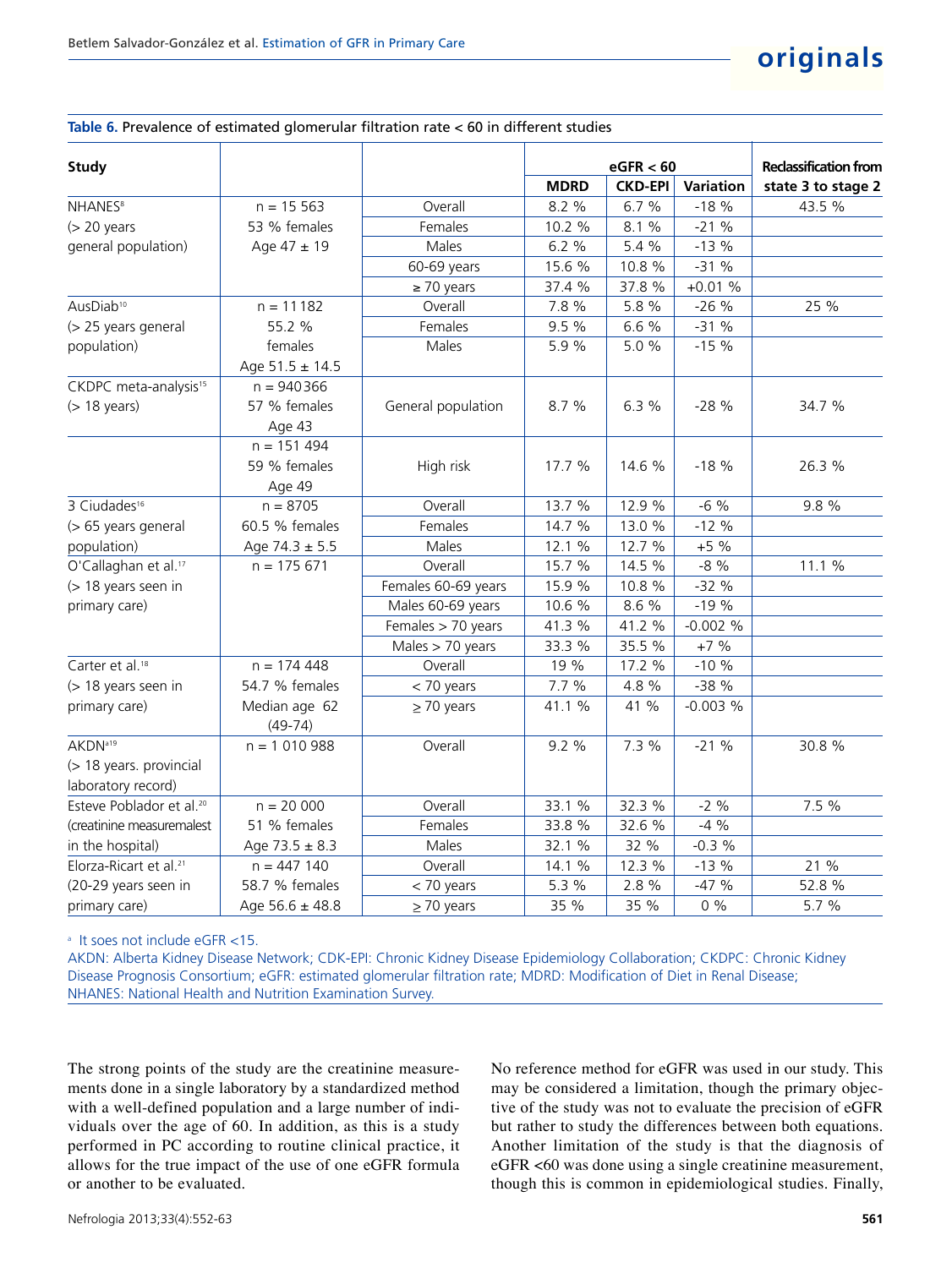**Table 6.** Prevalence of estimated glomerular filtration rate < 60 in different studies

| Study | | | eGFR < 60 | | | Reclassification from |
|---|---|---|---|---|---|---|
| | | | MDRD | CKD-EPI | Variation | state 3 to stage 2 |
| NHANES[8] (> 20 years general population) | n = 15 563; 53 % females; Age 47 ± 19 | Overall | 8.2 % | 6.7 % | -18 % | 43.5 % |
| | | Females | 10.2 % | 8.1 % | -21 % | |
| | | Males | 6.2 % | 5.4 % | -13 % | |
| | | 60-69 years | 15.6 % | 10.8 % | -31 % | |
| | | ≥ 70 years | 37.4 % | 37.8 % | +0.01 % | |
| AusDiab[10] (> 25 years general population) | n = 11182; 55.2 % females; Age 51.5 ± 14.5 | Overall | 7.8 % | 5.8 % | -26 % | 25 % |
| | | Females | 9.5 % | 6.6 % | -31 % | |
| | | Males | 5.9 % | 5.0 % | -15 % | |
| CKDPC meta-analysis[15] (> 18 years) | n = 940366; 57 % females; Age 43 | General population | 8.7 % | 6.3 % | -28 % | 34.7 % |
| | n = 151 494; 59 % females; Age 49 | High risk | 17.7 % | 14.6 % | -18 % | 26.3 % |
| 3 Ciudades[16] (> 65 years general population) | n = 8705; 60.5 % females; Age 74.3 ± 5.5 | Overall | 13.7 % | 12.9 % | -6 % | 9.8 % |
| | | Females | 14.7 % | 13.0 % | -12 % | |
| | | Males | 12.1 % | 12.7 % | +5 % | |
| O'Callaghan et al.[17] (> 18 years seen in primary care) | n = 175 671 | Overall | 15.7 % | 14.5 % | -8 % | 11.1 % |
| | | Females 60-69 years | 15.9 % | 10.8 % | -32 % | |
| | | Males 60-69 years | 10.6 % | 8.6 % | -19 % | |
| | | Females > 70 years | 41.3 % | 41.2 % | -0.002 % | |
| | | Males > 70 years | 33.3 % | 35.5 % | +7 % | |
| Carter et al.[18] (> 18 years seen in primary care) | n = 174 448; 54.7 % females; Median age 62 (49-74) | Overall | 19 % | 17.2 % | -10 % | |
| | | < 70 years | 7.7 % | 4.8 % | -38 % | |
| | | ≥ 70 years | 41.1 % | 41 % | -0.003 % | |
| AKDN[a19] (> 18 years. provincial laboratory record) | n = 1 010 988 | Overall | 9.2 % | 7.3 % | -21 % | 30.8 % |
| Esteve Poblador et al.[20] (creatinine measuremalest in the hospital) | n = 20 000; 51 % females; Age 73.5 ± 8.3 | Overall | 33.1 % | 32.3 % | -2 % | 7.5 % |
| | | Females | 33.8 % | 32.6 % | -4 % | |
| | | Males | 32.1 % | 32 % | -0.3 % | |
| Elorza-Ricart et al.[21] (20-29 years seen in primary care) | n = 447 140; 58.7 % females; Age 56.6 ± 48.8 | Overall | 14.1 % | 12.3 % | -13 % | 21 % |
| | | < 70 years | 5.3 % | 2.8 % | -47 % | 52.8 % |
| | | ≥ 70 years | 35 % | 35 % | 0 % | 5.7 % |

[a] It soes not include eGFR <15.

AKDN: Alberta Kidney Disease Network; CDK-EPI: Chronic Kidney Disease Epidemiology Collaboration; CKDPC: Chronic Kidney Disease Prognosis Consortium; eGFR: estimated glomerular filtration rate; MDRD: Modification of Diet in Renal Disease; NHANES: National Health and Nutrition Examination Survey.

The strong points of the study are the creatinine measurements done in a single laboratory by a standardized method with a well-defined population and a large number of individuals over the age of 60. In addition, as this is a study performed in PC according to routine clinical practice, it allows for the true impact of the use of one eGFR formula or another to be evaluated.

No reference method for eGFR was used in our study. This may be considered a limitation, though the primary objective of the study was not to evaluate the precision of eGFR but rather to study the differences between both equations. Another limitation of the study is that the diagnosis of eGFR <60 was done using a single creatinine measurement, though this is common in epidemiological studies. Finally,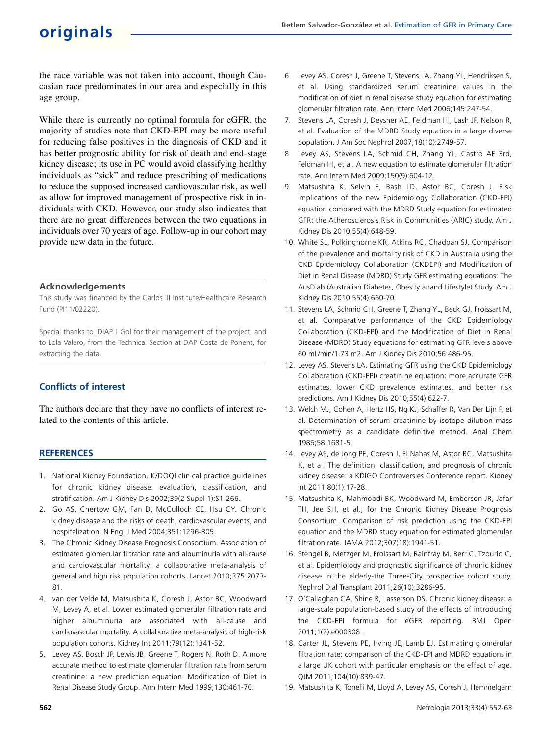the race variable was not taken into account, though Caucasian race predominates in our area and especially in this age group.

While there is currently no optimal formula for eGFR, the majority of studies note that CKD-EPI may be more useful for reducing false positives in the diagnosis of CKD and it has better prognostic ability for risk of death and end-stage kidney disease; its use in PC would avoid classifying healthy individuals as "sick" and reduce prescribing of medications to reduce the supposed increased cardiovascular risk, as well as allow for improved management of prospective risk in individuals with CKD. However, our study also indicates that there are no great differences between the two equations in individuals over 70 years of age. Follow-up in our cohort may provide new data in the future.

### Acknowledgements

This study was financed by the Carlos III Institute/Healthcare Research Fund (PI11/02220).

Special thanks to IDIAP J Gol for their management of the project, and to Lola Valero, from the Technical Section at DAP Costa de Ponent, for extracting the data.

### Conflicts of interest

The authors declare that they have no conflicts of interest related to the contents of this article.

### REFERENCES

1. National Kidney Foundation. K/DOQI clinical practice guidelines for chronic kidney disease: evaluation, classification, and stratification. Am J Kidney Dis 2002;39(2 Suppl 1):S1-266.
2. Go AS, Chertow GM, Fan D, McCulloch CE, Hsu CY. Chronic kidney disease and the risks of death, cardiovascular events, and hospitalization. N Engl J Med 2004;351:1296-305.
3. The Chronic Kidney Disease Prognosis Consortium. Association of estimated glomerular filtration rate and albuminuria with all-cause and cardiovascular mortality: a collaborative meta-analysis of general and high risk population cohorts. Lancet 2010;375:2073-81.
4. van der Velde M, Matsushita K, Coresh J, Astor BC, Woodward M, Levey A, et al. Lower estimated glomerular filtration rate and higher albuminuria are associated with all-cause and cardiovascular mortality. A collaborative meta-analysis of high-risk population cohorts. Kidney Int 2011;79(12):1341-52.
5. Levey AS, Bosch JP, Lewis JB, Greene T, Rogers N, Roth D. A more accurate method to estimate glomerular filtration rate from serum creatinine: a new prediction equation. Modification of Diet in Renal Disease Study Group. Ann Intern Med 1999;130:461-70.
6. Levey AS, Coresh J, Greene T, Stevens LA, Zhang YL, Hendriksen S, et al. Using standardized serum creatinine values in the modification of diet in renal disease study equation for estimating glomerular filtration rate. Ann Intern Med 2006;145:247-54.
7. Stevens LA, Coresh J, Deysher AE, Feldman HI, Lash JP, Nelson R, et al. Evaluation of the MDRD Study equation in a large diverse population. J Am Soc Nephrol 2007;18(10):2749-57.
8. Levey AS, Stevens LA, Schmid CH, Zhang YL, Castro AF 3rd, Feldman HI, et al. A new equation to estimate glomerular filtration rate. Ann Intern Med 2009;150(9):604-12.
9. Matsushita K, Selvin E, Bash LD, Astor BC, Coresh J. Risk implications of the new Epidemiology Collaboration (CKD-EPI) equation compared with the MDRD Study equation for estimated GFR: the Atherosclerosis Risk in Communities (ARIC) study. Am J Kidney Dis 2010;55(4):648-59.
10. White SL, Polkinghorne KR, Atkins RC, Chadban SJ. Comparison of the prevalence and mortality risk of CKD in Australia using the CKD Epidemiology Collaboration (CKDEPI) and Modification of Diet in Renal Disease (MDRD) Study GFR estimating equations: The AusDiab (Australian Diabetes, Obesity anand Lifestyle) Study. Am J Kidney Dis 2010;55(4):660-70.
11. Stevens LA, Schmid CH, Greene T, Zhang YL, Beck GJ, Froissart M, et al. Comparative performance of the CKD Epidemiology Collaboration (CKD-EPI) and the Modification of Diet in Renal Disease (MDRD) Study equations for estimating GFR levels above 60 mL/min/1.73 m2. Am J Kidney Dis 2010;56:486-95.
12. Levey AS, Stevens LA. Estimating GFR using the CKD Epidemiology Collaboration (CKD-EPI) creatinine equation: more accurate GFR estimates, lower CKD prevalence estimates, and better risk predictions. Am J Kidney Dis 2010;55(4):622-7.
13. Welch MJ, Cohen A, Hertz HS, Ng KJ, Schaffer R, Van Der Lijn P, et al. Determination of serum creatinine by isotope dilution mass spectrometry as a candidate definitive method. Anal Chem 1986;58:1681-5.
14. Levey AS, de Jong PE, Coresh J, El Nahas M, Astor BC, Matsushita K, et al. The definition, classification, and prognosis of chronic kidney disease: a KDIGO Controversies Conference report. Kidney Int 2011;80(1):17-28.
15. Matsushita K, Mahmoodi BK, Woodward M, Emberson JR, Jafar TH, Jee SH, et al.; for the Chronic Kidney Disease Prognosis Consortium. Comparison of risk prediction using the CKD-EPI equation and the MDRD study equation for estimated glomerular filtration rate. JAMA 2012;307(18):1941-51.
16. Stengel B, Metzger M, Froissart M, Rainfray M, Berr C, Tzourio C, et al. Epidemiology and prognostic significance of chronic kidney disease in the elderly-the Three-City prospective cohort study. Nephrol Dial Transplant 2011;26(10):3286-95.
17. O'Callaghan CA, Shine B, Lasserson DS. Chronic kidney disease: a large-scale population-based study of the effects of introducing the CKD-EPI formula for eGFR reporting. BMJ Open 2011;1(2):e000308.
18. Carter JL, Stevens PE, Irving JE, Lamb EJ. Estimating glomerular filtration rate: comparison of the CKD-EPI and MDRD equations in a large UK cohort with particular emphasis on the effect of age. QJM 2011;104(10):839-47.
19. Matsushita K, Tonelli M, Lloyd A, Levey AS, Coresh J, Hemmelgarn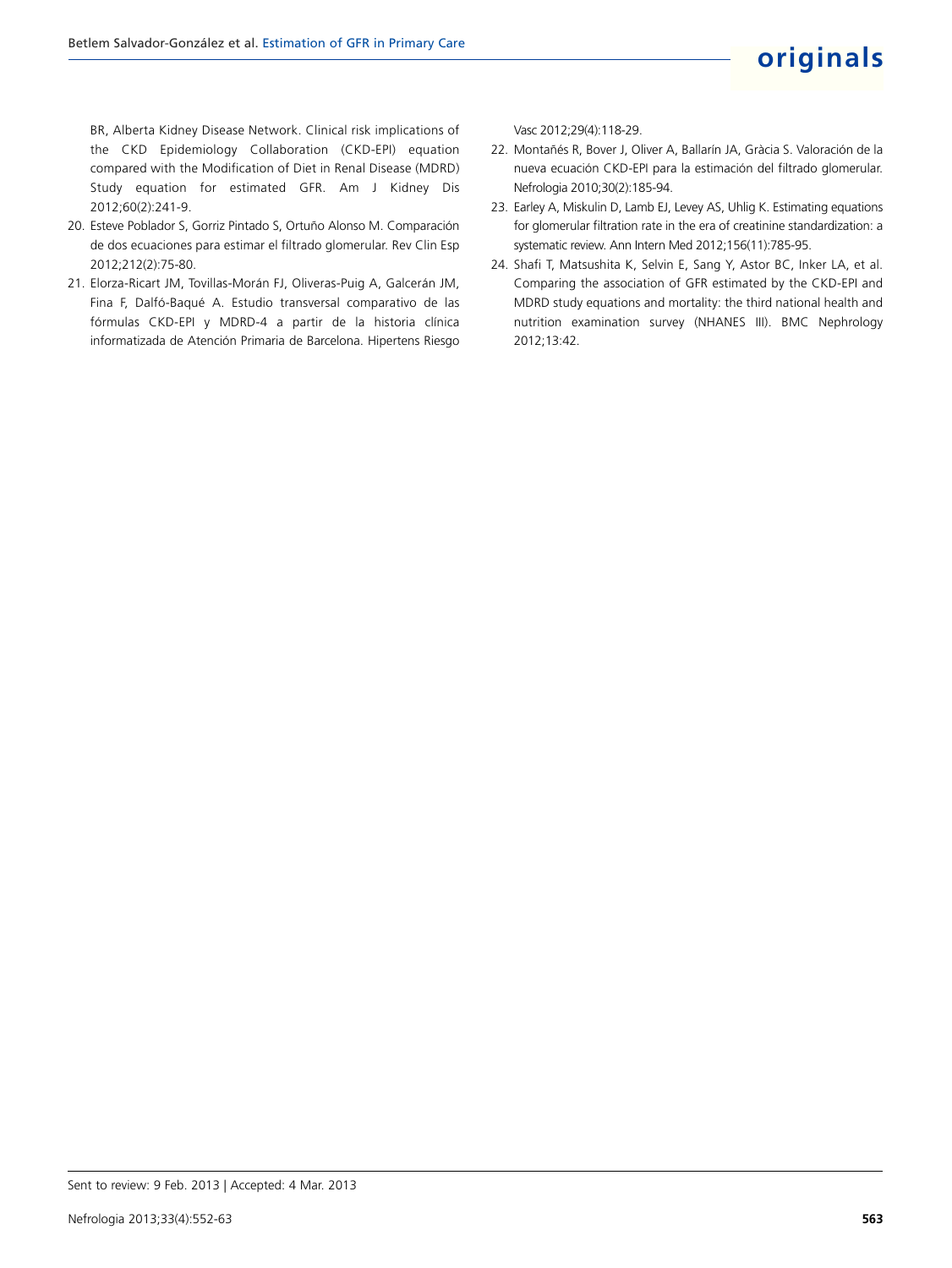BR, Alberta Kidney Disease Network. Clinical risk implications of the CKD Epidemiology Collaboration (CKD-EPI) equation compared with the Modification of Diet in Renal Disease (MDRD) Study equation for estimated GFR. Am J Kidney Dis 2012;60(2):241-9.

20. Esteve Poblador S, Gorriz Pintado S, Ortuño Alonso M. Comparación de dos ecuaciones para estimar el filtrado glomerular. Rev Clin Esp 2012;212(2):75-80.
21. Elorza-Ricart JM, Tovillas-Morán FJ, Oliveras-Puig A, Galcerán JM, Fina F, Dalfó-Baqué A. Estudio transversal comparativo de las fórmulas CKD-EPI y MDRD-4 a partir de la historia clínica informatizada de Atención Primaria de Barcelona. Hipertens Riesgo Vasc 2012;29(4):118-29.
22. Montañés R, Bover J, Oliver A, Ballarín JA, Gràcia S. Valoración de la nueva ecuación CKD-EPI para la estimación del filtrado glomerular. Nefrologia 2010;30(2):185-94.
23. Earley A, Miskulin D, Lamb EJ, Levey AS, Uhlig K. Estimating equations for glomerular filtration rate in the era of creatinine standardization: a systematic review. Ann Intern Med 2012;156(11):785-95.
24. Shafi T, Matsushita K, Selvin E, Sang Y, Astor BC, Inker LA, et al. Comparing the association of GFR estimated by the CKD-EPI and MDRD study equations and mortality: the third national health and nutrition examination survey (NHANES III). BMC Nephrology 2012;13:42.

Sent to review: 9 Feb. 2013 | Accepted: 4 Mar. 2013